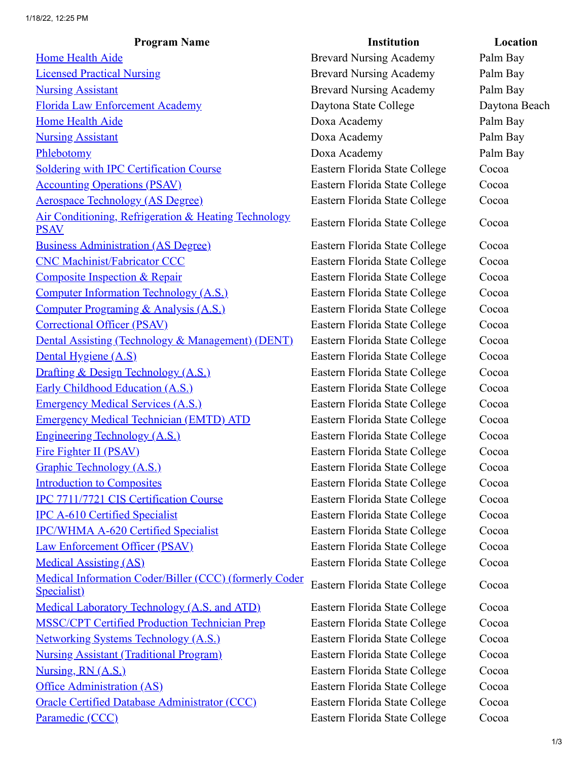| Program Name | Institution | Location |
| --- | --- | --- |
| Home Health Aide | Brevard Nursing Academy | Palm Bay |
| Licensed Practical Nursing | Brevard Nursing Academy | Palm Bay |
| Nursing Assistant | Brevard Nursing Academy | Palm Bay |
| Florida Law Enforcement Academy | Daytona State College | Daytona Beach |
| Home Health Aide | Doxa Academy | Palm Bay |
| Nursing Assistant | Doxa Academy | Palm Bay |
| Phlebotomy | Doxa Academy | Palm Bay |
| Soldering with IPC Certification Course | Eastern Florida State College | Cocoa |
| Accounting Operations (PSAV) | Eastern Florida State College | Cocoa |
| Aerospace Technology (AS Degree) | Eastern Florida State College | Cocoa |
| Air Conditioning, Refrigeration & Heating Technology PSAV | Eastern Florida State College | Cocoa |
| Business Administration (AS Degree) | Eastern Florida State College | Cocoa |
| CNC Machinist/Fabricator CCC | Eastern Florida State College | Cocoa |
| Composite Inspection & Repair | Eastern Florida State College | Cocoa |
| Computer Information Technology (A.S.) | Eastern Florida State College | Cocoa |
| Computer Programing & Analysis (A.S.) | Eastern Florida State College | Cocoa |
| Correctional Officer (PSAV) | Eastern Florida State College | Cocoa |
| Dental Assisting (Technology & Management) (DENT) | Eastern Florida State College | Cocoa |
| Dental Hygiene (A.S) | Eastern Florida State College | Cocoa |
| Drafting & Design Technology (A.S.) | Eastern Florida State College | Cocoa |
| Early Childhood Education (A.S.) | Eastern Florida State College | Cocoa |
| Emergency Medical Services (A.S.) | Eastern Florida State College | Cocoa |
| Emergency Medical Technician (EMTD) ATD | Eastern Florida State College | Cocoa |
| Engineering Technology (A.S.) | Eastern Florida State College | Cocoa |
| Fire Fighter II (PSAV) | Eastern Florida State College | Cocoa |
| Graphic Technology (A.S.) | Eastern Florida State College | Cocoa |
| Introduction to Composites | Eastern Florida State College | Cocoa |
| IPC 7711/7721 CIS Certification Course | Eastern Florida State College | Cocoa |
| IPC A-610 Certified Specialist | Eastern Florida State College | Cocoa |
| IPC/WHMA A-620 Certified Specialist | Eastern Florida State College | Cocoa |
| Law Enforcement Officer (PSAV) | Eastern Florida State College | Cocoa |
| Medical Assisting (AS) | Eastern Florida State College | Cocoa |
| Medical Information Coder/Biller (CCC) (formerly Coder Specialist) | Eastern Florida State College | Cocoa |
| Medical Laboratory Technology (A.S. and ATD) | Eastern Florida State College | Cocoa |
| MSSC/CPT Certified Production Technician Prep | Eastern Florida State College | Cocoa |
| Networking Systems Technology (A.S.) | Eastern Florida State College | Cocoa |
| Nursing Assistant (Traditional Program) | Eastern Florida State College | Cocoa |
| Nursing, RN (A.S.) | Eastern Florida State College | Cocoa |
| Office Administration (AS) | Eastern Florida State College | Cocoa |
| Oracle Certified Database Administrator (CCC) | Eastern Florida State College | Cocoa |
| Paramedic (CCC) | Eastern Florida State College | Cocoa |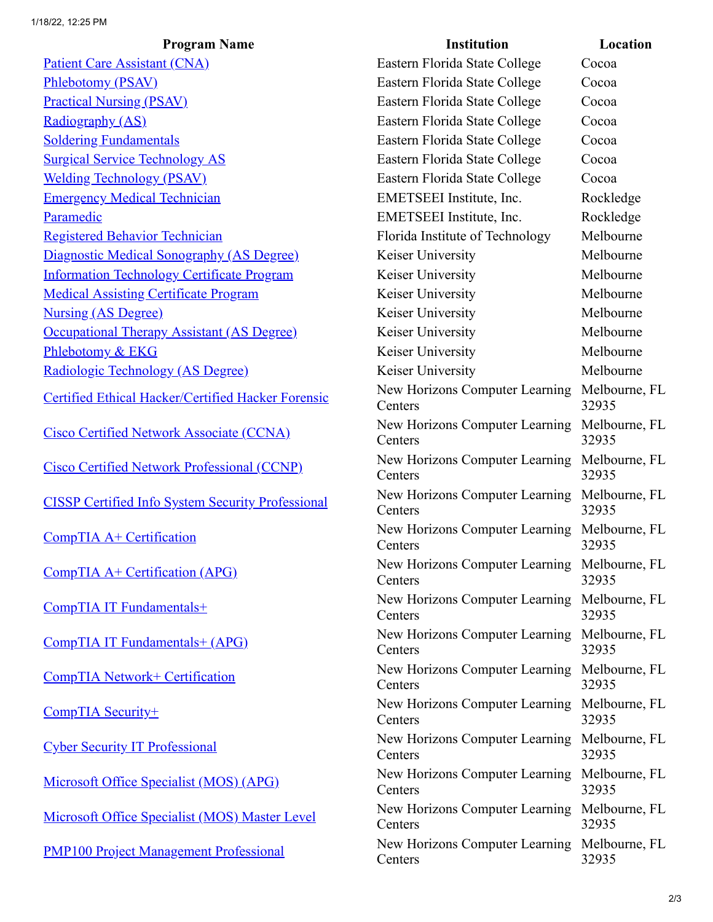| Program Name | Institution | Location |
| --- | --- | --- |
| Patient Care Assistant (CNA) | Eastern Florida State College | Cocoa |
| Phlebotomy (PSAV) | Eastern Florida State College | Cocoa |
| Practical Nursing (PSAV) | Eastern Florida State College | Cocoa |
| Radiography (AS) | Eastern Florida State College | Cocoa |
| Soldering Fundamentals | Eastern Florida State College | Cocoa |
| Surgical Service Technology AS | Eastern Florida State College | Cocoa |
| Welding Technology (PSAV) | Eastern Florida State College | Cocoa |
| Emergency Medical Technician | EMETSEEI Institute, Inc. | Rockledge |
| Paramedic | EMETSEEI Institute, Inc. | Rockledge |
| Registered Behavior Technician | Florida Institute of Technology | Melbourne |
| Diagnostic Medical Sonography (AS Degree) | Keiser University | Melbourne |
| Information Technology Certificate Program | Keiser University | Melbourne |
| Medical Assisting Certificate Program | Keiser University | Melbourne |
| Nursing (AS Degree) | Keiser University | Melbourne |
| Occupational Therapy Assistant (AS Degree) | Keiser University | Melbourne |
| Phlebotomy & EKG | Keiser University | Melbourne |
| Radiologic Technology (AS Degree) | Keiser University | Melbourne |
| Certified Ethical Hacker/Certified Hacker Forensic | New Horizons Computer Learning Centers | Melbourne, FL 32935 |
| Cisco Certified Network Associate (CCNA) | New Horizons Computer Learning Centers | Melbourne, FL 32935 |
| Cisco Certified Network Professional (CCNP) | New Horizons Computer Learning Centers | Melbourne, FL 32935 |
| CISSP Certified Info System Security Professional | New Horizons Computer Learning Centers | Melbourne, FL 32935 |
| CompTIA A+ Certification | New Horizons Computer Learning Centers | Melbourne, FL 32935 |
| CompTIA A+ Certification (APG) | New Horizons Computer Learning Centers | Melbourne, FL 32935 |
| CompTIA IT Fundamentals+ | New Horizons Computer Learning Centers | Melbourne, FL 32935 |
| CompTIA IT Fundamentals+ (APG) | New Horizons Computer Learning Centers | Melbourne, FL 32935 |
| CompTIA Network+ Certification | New Horizons Computer Learning Centers | Melbourne, FL 32935 |
| CompTIA Security+ | New Horizons Computer Learning Centers | Melbourne, FL 32935 |
| Cyber Security IT Professional | New Horizons Computer Learning Centers | Melbourne, FL 32935 |
| Microsoft Office Specialist (MOS) (APG) | New Horizons Computer Learning Centers | Melbourne, FL 32935 |
| Microsoft Office Specialist (MOS) Master Level | New Horizons Computer Learning Centers | Melbourne, FL 32935 |
| PMP100 Project Management Professional | New Horizons Computer Learning Centers | Melbourne, FL 32935 |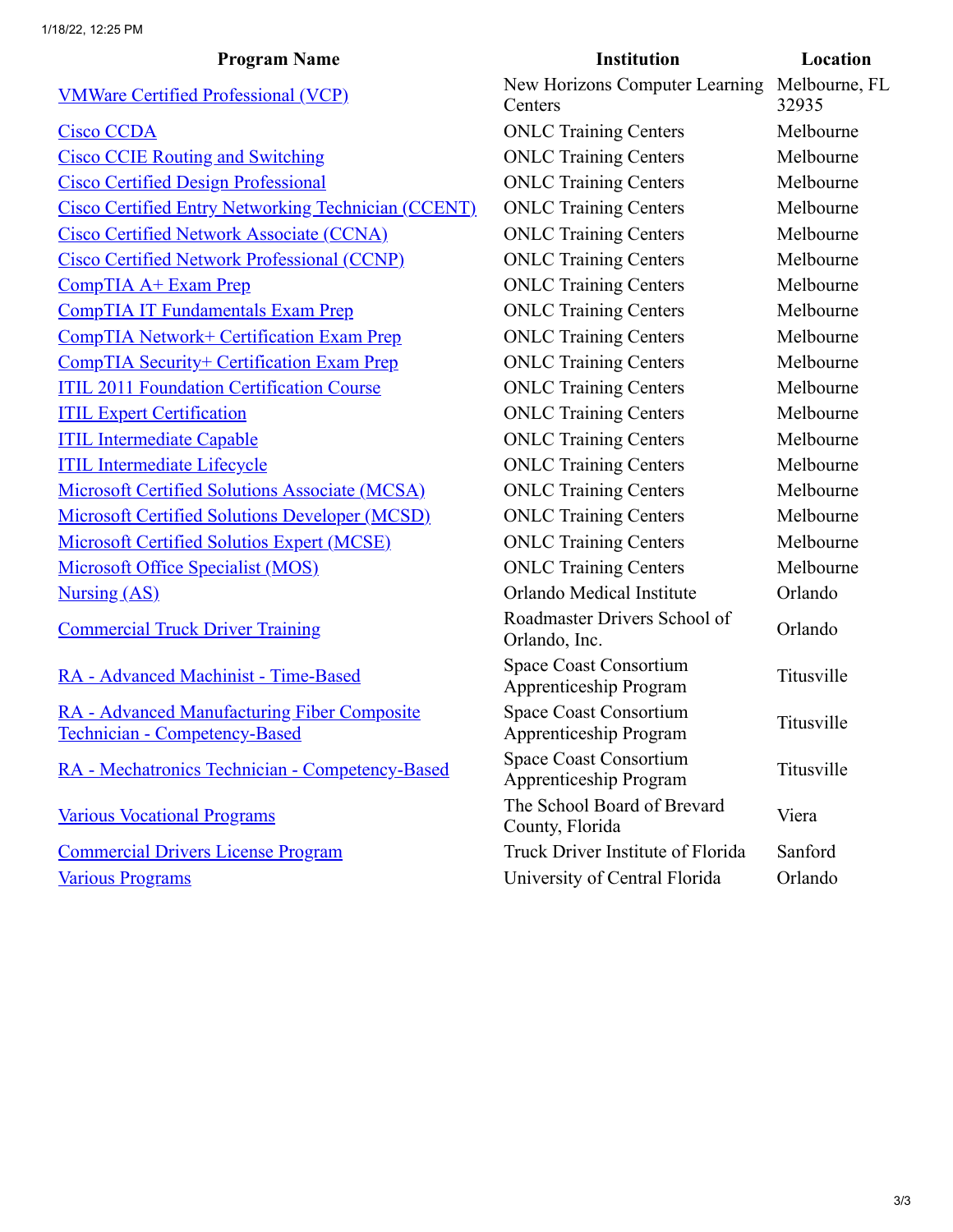| Program Name | Institution | Location |
|---|---|---|
| VMWare Certified Professional (VCP) | New Horizons Computer Learning Centers | Melbourne, FL 32935 |
| Cisco CCDA | ONLC Training Centers | Melbourne |
| Cisco CCIE Routing and Switching | ONLC Training Centers | Melbourne |
| Cisco Certified Design Professional | ONLC Training Centers | Melbourne |
| Cisco Certified Entry Networking Technician (CCENT) | ONLC Training Centers | Melbourne |
| Cisco Certified Network Associate (CCNA) | ONLC Training Centers | Melbourne |
| Cisco Certified Network Professional (CCNP) | ONLC Training Centers | Melbourne |
| CompTIA A+ Exam Prep | ONLC Training Centers | Melbourne |
| CompTIA IT Fundamentals Exam Prep | ONLC Training Centers | Melbourne |
| CompTIA Network+ Certification Exam Prep | ONLC Training Centers | Melbourne |
| CompTIA Security+ Certification Exam Prep | ONLC Training Centers | Melbourne |
| ITIL 2011 Foundation Certification Course | ONLC Training Centers | Melbourne |
| ITIL Expert Certification | ONLC Training Centers | Melbourne |
| ITIL Intermediate Capable | ONLC Training Centers | Melbourne |
| ITIL Intermediate Lifecycle | ONLC Training Centers | Melbourne |
| Microsoft Certified Solutions Associate (MCSA) | ONLC Training Centers | Melbourne |
| Microsoft Certified Solutions Developer (MCSD) | ONLC Training Centers | Melbourne |
| Microsoft Certified Solutios Expert (MCSE) | ONLC Training Centers | Melbourne |
| Microsoft Office Specialist (MOS) | ONLC Training Centers | Melbourne |
| Nursing (AS) | Orlando Medical Institute | Orlando |
| Commercial Truck Driver Training | Roadmaster Drivers School of Orlando, Inc. | Orlando |
| RA - Advanced Machinist - Time-Based | Space Coast Consortium Apprenticeship Program | Titusville |
| RA - Advanced Manufacturing Fiber Composite Technician - Competency-Based | Space Coast Consortium Apprenticeship Program | Titusville |
| RA - Mechatronics Technician - Competency-Based | Space Coast Consortium Apprenticeship Program | Titusville |
| Various Vocational Programs | The School Board of Brevard County, Florida | Viera |
| Commercial Drivers License Program | Truck Driver Institute of Florida | Sanford |
| Various Programs | University of Central Florida | Orlando |